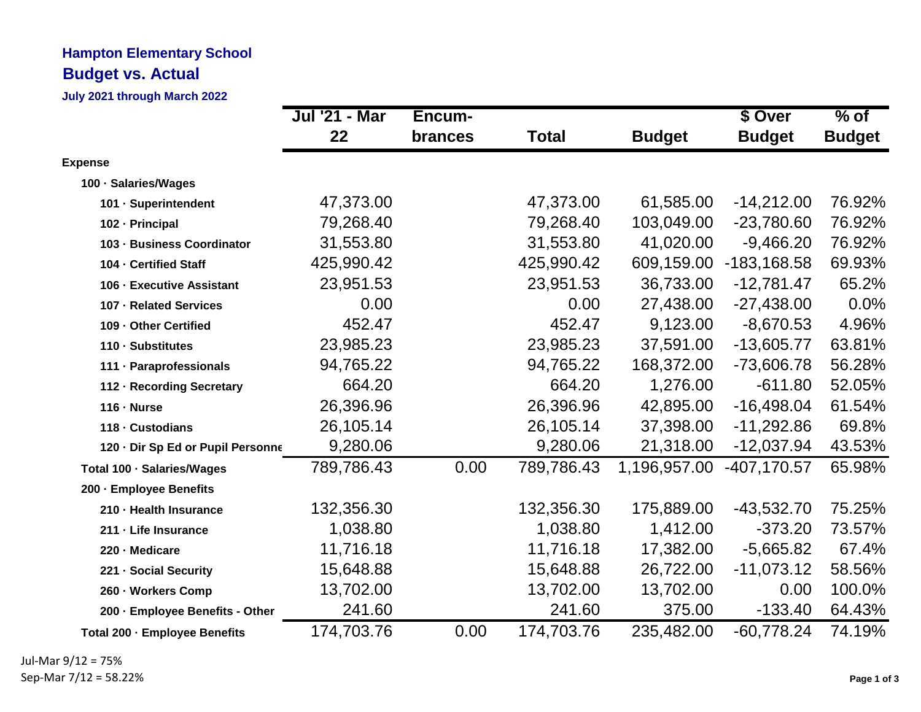**Hampton Elementary School**

**Budget vs. Actual**

**July 2021 through March 2022**

| | Jul '21 - Mar 22 | Encum-brances | Total | Budget | $ Over Budget | % of Budget |
|---|---|---|---|---|---|---|
| **Expense** | | | | | | |
| **100 · Salaries/Wages** | | | | | | |
| **101 · Superintendent** | 47,373.00 | | 47,373.00 | 61,585.00 | -14,212.00 | 76.92% |
| **102 · Principal** | 79,268.40 | | 79,268.40 | 103,049.00 | -23,780.60 | 76.92% |
| **103 · Business Coordinator** | 31,553.80 | | 31,553.80 | 41,020.00 | -9,466.20 | 76.92% |
| **104 · Certified Staff** | 425,990.42 | | 425,990.42 | 609,159.00 | -183,168.58 | 69.93% |
| **106 · Executive Assistant** | 23,951.53 | | 23,951.53 | 36,733.00 | -12,781.47 | 65.2% |
| **107 · Related Services** | 0.00 | | 0.00 | 27,438.00 | -27,438.00 | 0.0% |
| **109 · Other Certified** | 452.47 | | 452.47 | 9,123.00 | -8,670.53 | 4.96% |
| **110 · Substitutes** | 23,985.23 | | 23,985.23 | 37,591.00 | -13,605.77 | 63.81% |
| **111 · Paraprofessionals** | 94,765.22 | | 94,765.22 | 168,372.00 | -73,606.78 | 56.28% |
| **112 · Recording Secretary** | 664.20 | | 664.20 | 1,276.00 | -611.80 | 52.05% |
| **116 · Nurse** | 26,396.96 | | 26,396.96 | 42,895.00 | -16,498.04 | 61.54% |
| **118 · Custodians** | 26,105.14 | | 26,105.14 | 37,398.00 | -11,292.86 | 69.8% |
| **120 · Dir Sp Ed or Pupil Personne** | 9,280.06 | | 9,280.06 | 21,318.00 | -12,037.94 | 43.53% |
| **Total 100 · Salaries/Wages** | 789,786.43 | 0.00 | 789,786.43 | 1,196,957.00 | -407,170.57 | 65.98% |
| **200 · Employee Benefits** | | | | | | |
| **210 · Health Insurance** | 132,356.30 | | 132,356.30 | 175,889.00 | -43,532.70 | 75.25% |
| **211 · Life Insurance** | 1,038.80 | | 1,038.80 | 1,412.00 | -373.20 | 73.57% |
| **220 · Medicare** | 11,716.18 | | 11,716.18 | 17,382.00 | -5,665.82 | 67.4% |
| **221 · Social Security** | 15,648.88 | | 15,648.88 | 26,722.00 | -11,073.12 | 58.56% |
| **260 · Workers Comp** | 13,702.00 | | 13,702.00 | 13,702.00 | 0.00 | 100.0% |
| **200 · Employee Benefits - Other** | 241.60 | | 241.60 | 375.00 | -133.40 | 64.43% |
| **Total 200 · Employee Benefits** | 174,703.76 | 0.00 | 174,703.76 | 235,482.00 | -60,778.24 | 74.19% |

Jul-Mar 9/12 = 75%

Sep-Mar 7/12 = 58.22%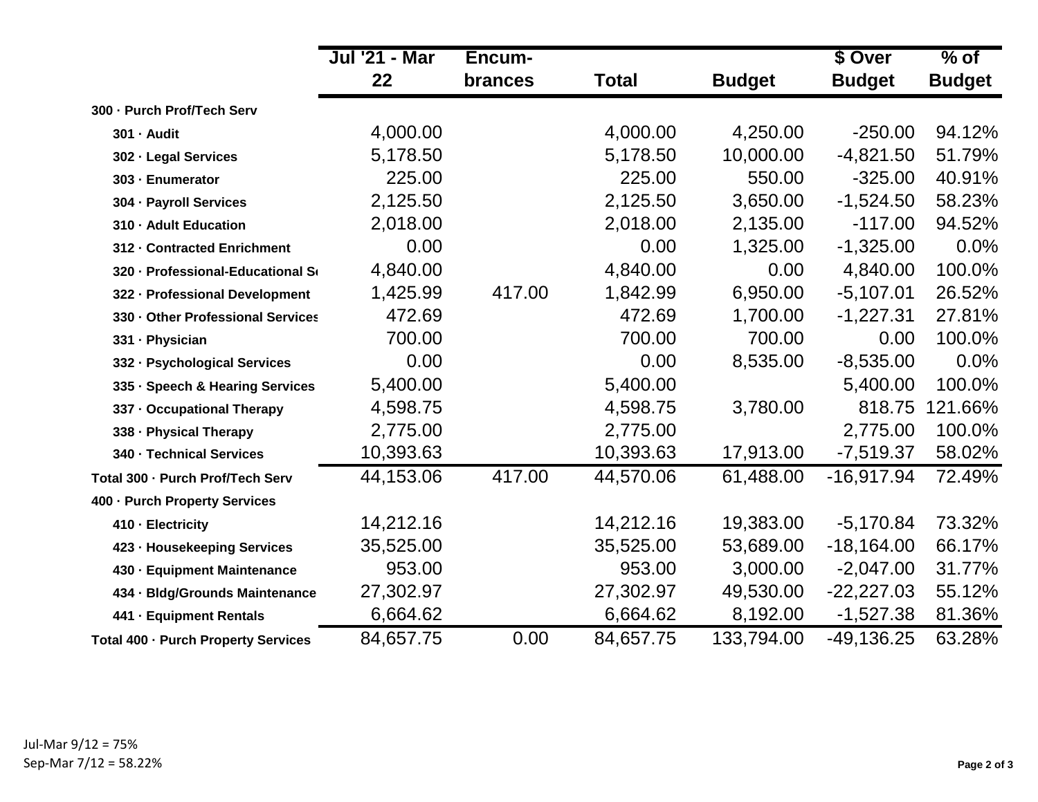| | Jul '21 - Mar 22 | Encum-brances | Total | Budget | $ Over Budget | % of Budget |
|---|---|---|---|---|---|---|
| **300 · Purch Prof/Tech Serv** | | | | | | |
| **301 · Audit** | 4,000.00 | | 4,000.00 | 4,250.00 | -250.00 | 94.12% |
| **302 · Legal Services** | 5,178.50 | | 5,178.50 | 10,000.00 | -4,821.50 | 51.79% |
| **303 · Enumerator** | 225.00 | | 225.00 | 550.00 | -325.00 | 40.91% |
| **304 · Payroll Services** | 2,125.50 | | 2,125.50 | 3,650.00 | -1,524.50 | 58.23% |
| **310 · Adult Education** | 2,018.00 | | 2,018.00 | 2,135.00 | -117.00 | 94.52% |
| **312 · Contracted Enrichment** | 0.00 | | 0.00 | 1,325.00 | -1,325.00 | 0.0% |
| **320 · Professional-Educational S** | 4,840.00 | | 4,840.00 | 0.00 | 4,840.00 | 100.0% |
| **322 · Professional Development** | 1,425.99 | 417.00 | 1,842.99 | 6,950.00 | -5,107.01 | 26.52% |
| **330 · Other Professional Services** | 472.69 | | 472.69 | 1,700.00 | -1,227.31 | 27.81% |
| **331 · Physician** | 700.00 | | 700.00 | 700.00 | 0.00 | 100.0% |
| **332 · Psychological Services** | 0.00 | | 0.00 | 8,535.00 | -8,535.00 | 0.0% |
| **335 · Speech & Hearing Services** | 5,400.00 | | 5,400.00 | | 5,400.00 | 100.0% |
| **337 · Occupational Therapy** | 4,598.75 | | 4,598.75 | 3,780.00 | 818.75 | 121.66% |
| **338 · Physical Therapy** | 2,775.00 | | 2,775.00 | | 2,775.00 | 100.0% |
| **340 · Technical Services** | 10,393.63 | | 10,393.63 | 17,913.00 | -7,519.37 | 58.02% |
| **Total 300 · Purch Prof/Tech Serv** | 44,153.06 | 417.00 | 44,570.06 | 61,488.00 | -16,917.94 | 72.49% |
| **400 · Purch Property Services** | | | | | | |
| **410 · Electricity** | 14,212.16 | | 14,212.16 | 19,383.00 | -5,170.84 | 73.32% |
| **423 · Housekeeping Services** | 35,525.00 | | 35,525.00 | 53,689.00 | -18,164.00 | 66.17% |
| **430 · Equipment Maintenance** | 953.00 | | 953.00 | 3,000.00 | -2,047.00 | 31.77% |
| **434 · Bldg/Grounds Maintenance** | 27,302.97 | | 27,302.97 | 49,530.00 | -22,227.03 | 55.12% |
| **441 · Equipment Rentals** | 6,664.62 | | 6,664.62 | 8,192.00 | -1,527.38 | 81.36% |
| **Total 400 · Purch Property Services** | 84,657.75 | 0.00 | 84,657.75 | 133,794.00 | -49,136.25 | 63.28% |

Jul-Mar 9/12 = 75%
Sep-Mar 7/12 = 58.22%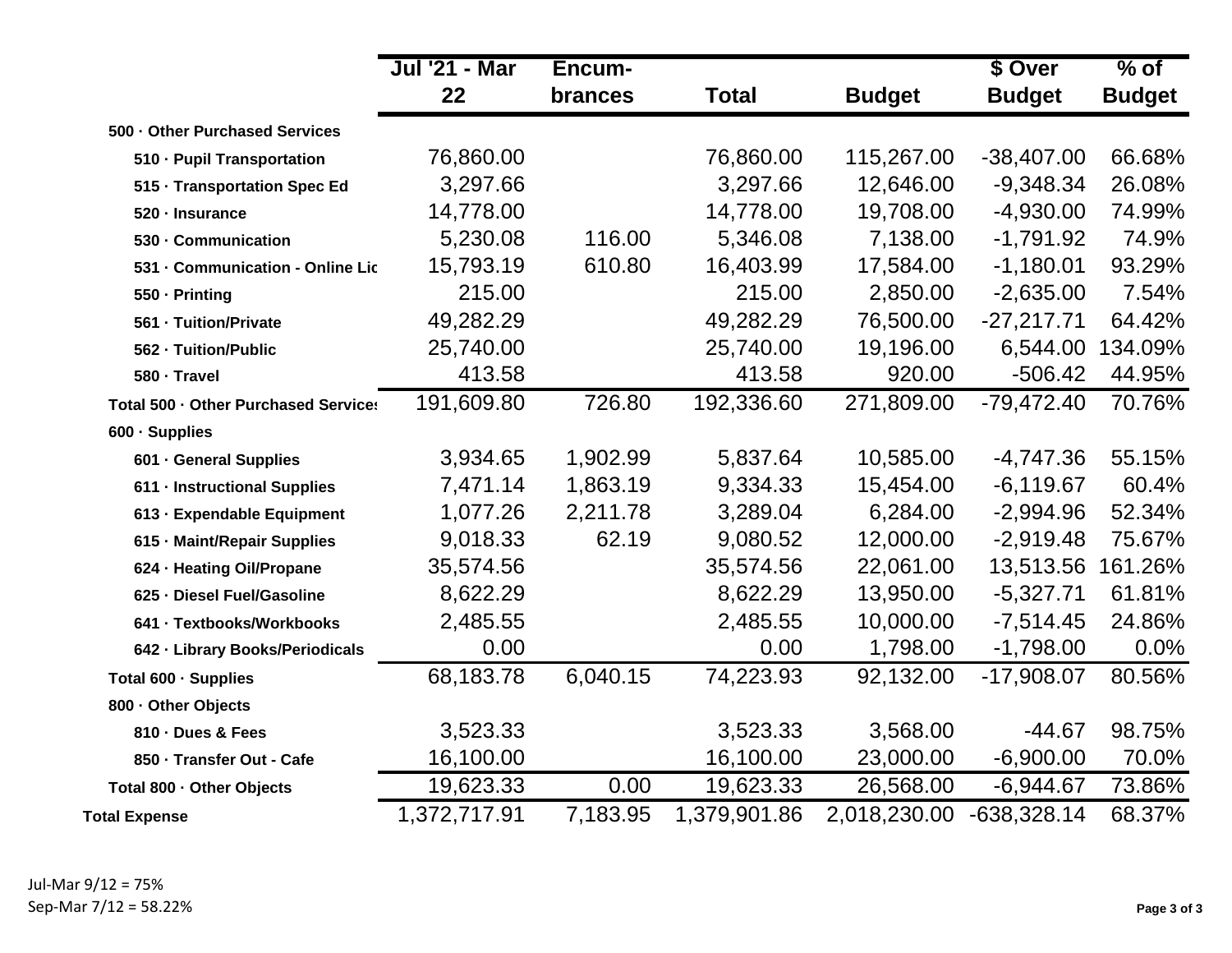| | Jul '21 - Mar 22 | Encum-brances | Total | Budget | $ Over Budget | % of Budget |
|---|---|---|---|---|---|---|
| **500 · Other Purchased Services** | | | | | | |
| **510 · Pupil Transportation** | 76,860.00 | | 76,860.00 | 115,267.00 | -38,407.00 | 66.68% |
| **515 · Transportation Spec Ed** | 3,297.66 | | 3,297.66 | 12,646.00 | -9,348.34 | 26.08% |
| **520 · Insurance** | 14,778.00 | | 14,778.00 | 19,708.00 | -4,930.00 | 74.99% |
| **530 · Communication** | 5,230.08 | 116.00 | 5,346.08 | 7,138.00 | -1,791.92 | 74.9% |
| **531 · Communication - Online Lic** | 15,793.19 | 610.80 | 16,403.99 | 17,584.00 | -1,180.01 | 93.29% |
| **550 · Printing** | 215.00 | | 215.00 | 2,850.00 | -2,635.00 | 7.54% |
| **561 · Tuition/Private** | 49,282.29 | | 49,282.29 | 76,500.00 | -27,217.71 | 64.42% |
| **562 · Tuition/Public** | 25,740.00 | | 25,740.00 | 19,196.00 | 6,544.00 | 134.09% |
| **580 · Travel** | 413.58 | | 413.58 | 920.00 | -506.42 | 44.95% |
| **Total 500 · Other Purchased Services** | 191,609.80 | 726.80 | 192,336.60 | 271,809.00 | -79,472.40 | 70.76% |
| **600 · Supplies** | | | | | | |
| **601 · General Supplies** | 3,934.65 | 1,902.99 | 5,837.64 | 10,585.00 | -4,747.36 | 55.15% |
| **611 · Instructional Supplies** | 7,471.14 | 1,863.19 | 9,334.33 | 15,454.00 | -6,119.67 | 60.4% |
| **613 · Expendable Equipment** | 1,077.26 | 2,211.78 | 3,289.04 | 6,284.00 | -2,994.96 | 52.34% |
| **615 · Maint/Repair Supplies** | 9,018.33 | 62.19 | 9,080.52 | 12,000.00 | -2,919.48 | 75.67% |
| **624 · Heating Oil/Propane** | 35,574.56 | | 35,574.56 | 22,061.00 | 13,513.56 | 161.26% |
| **625 · Diesel Fuel/Gasoline** | 8,622.29 | | 8,622.29 | 13,950.00 | -5,327.71 | 61.81% |
| **641 · Textbooks/Workbooks** | 2,485.55 | | 2,485.55 | 10,000.00 | -7,514.45 | 24.86% |
| **642 · Library Books/Periodicals** | 0.00 | | 0.00 | 1,798.00 | -1,798.00 | 0.0% |
| **Total 600 · Supplies** | 68,183.78 | 6,040.15 | 74,223.93 | 92,132.00 | -17,908.07 | 80.56% |
| **800 · Other Objects** | | | | | | |
| **810 · Dues & Fees** | 3,523.33 | | 3,523.33 | 3,568.00 | -44.67 | 98.75% |
| **850 · Transfer Out - Cafe** | 16,100.00 | | 16,100.00 | 23,000.00 | -6,900.00 | 70.0% |
| **Total 800 · Other Objects** | 19,623.33 | 0.00 | 19,623.33 | 26,568.00 | -6,944.67 | 73.86% |
| **Total Expense** | 1,372,717.91 | 7,183.95 | 1,379,901.86 | 2,018,230.00 | -638,328.14 | 68.37% |

Jul-Mar 9/12 = 75%

Sep-Mar 7/12 = 58.22%